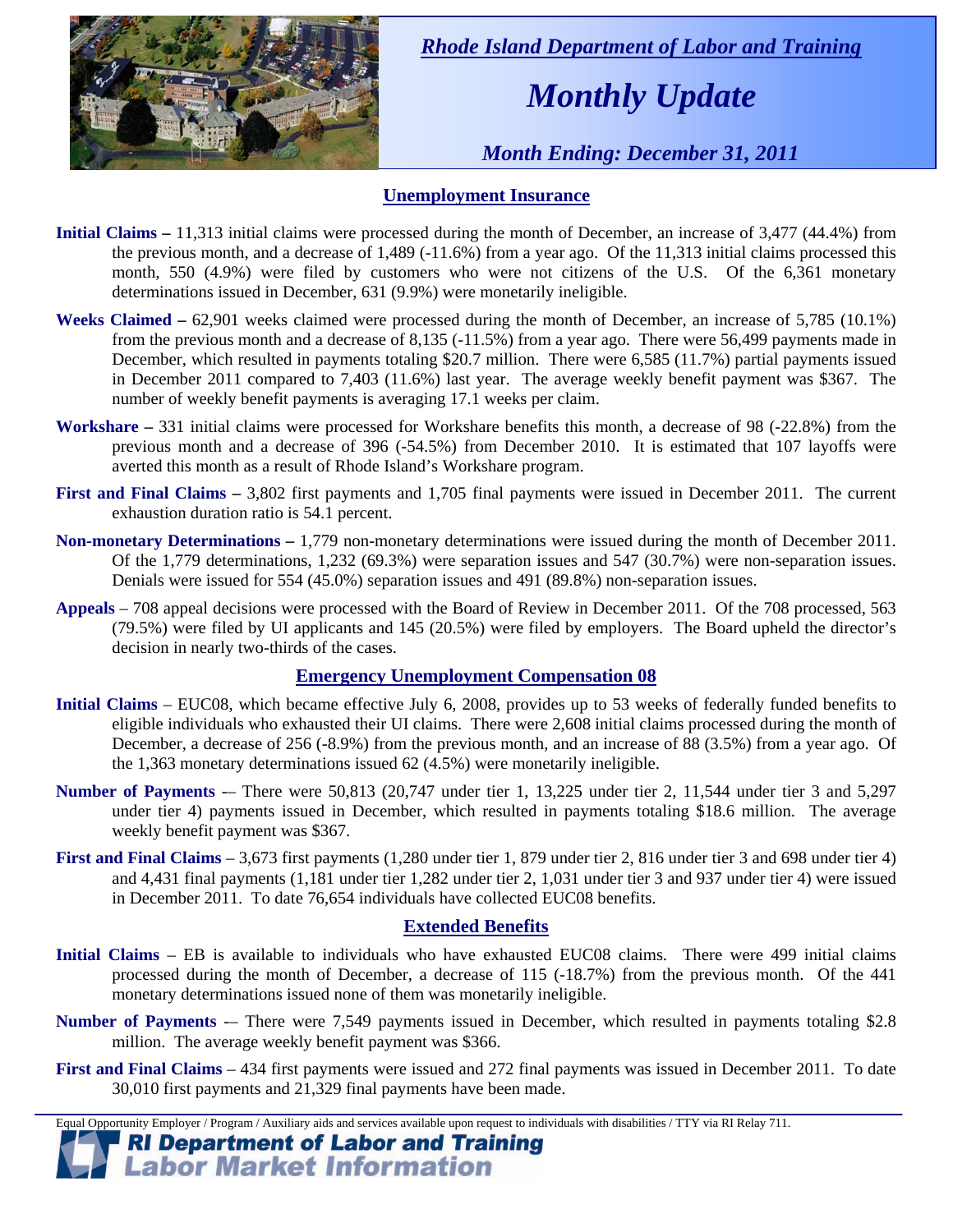*Rhode Island Department of Labor and Training*

# *Monthly Update*

*Month Ending: December 31, 2011*

## Unemployment Insurance

**Initial Claims –** 11,313 initial claims were processed during the month of December, an increase of 3,477 (44.4%) from the previous month, and a decrease of 1,489 (-11.6%) from a year ago. Of the 11,313 initial claims processed this month, 550 (4.9%) were filed by customers who were not citizens of the U.S. Of the 6,361 monetary determinations issued in December, 631 (9.9%) were monetarily ineligible.

**Weeks Claimed –** 62,901 weeks claimed were processed during the month of December, an increase of 5,785 (10.1%) from the previous month and a decrease of 8,135 (-11.5%) from a year ago. There were 56,499 payments made in December, which resulted in payments totaling $20.7 million. There were 6,585 (11.7%) partial payments issued in December 2011 compared to 7,403 (11.6%) last year. The average weekly benefit payment was $367. The number of weekly benefit payments is averaging 17.1 weeks per claim.

**Workshare –** 331 initial claims were processed for Workshare benefits this month, a decrease of 98 (-22.8%) from the previous month and a decrease of 396 (-54.5%) from December 2010. It is estimated that 107 layoffs were averted this month as a result of Rhode Island's Workshare program.

**First and Final Claims –** 3,802 first payments and 1,705 final payments were issued in December 2011. The current exhaustion duration ratio is 54.1 percent.

**Non-monetary Determinations –** 1,779 non-monetary determinations were issued during the month of December 2011. Of the 1,779 determinations, 1,232 (69.3%) were separation issues and 547 (30.7%) were non-separation issues. Denials were issued for 554 (45.0%) separation issues and 491 (89.8%) non-separation issues.

**Appeals** – 708 appeal decisions were processed with the Board of Review in December 2011. Of the 708 processed, 563 (79.5%) were filed by UI applicants and 145 (20.5%) were filed by employers. The Board upheld the director's decision in nearly two-thirds of the cases.

## Emergency Unemployment Compensation 08

**Initial Claims** – EUC08, which became effective July 6, 2008, provides up to 53 weeks of federally funded benefits to eligible individuals who exhausted their UI claims. There were 2,608 initial claims processed during the month of December, a decrease of 256 (-8.9%) from the previous month, and an increase of 88 (3.5%) from a year ago. Of the 1,363 monetary determinations issued 62 (4.5%) were monetarily ineligible.

**Number of Payments** -– There were 50,813 (20,747 under tier 1, 13,225 under tier 2, 11,544 under tier 3 and 5,297 under tier 4) payments issued in December, which resulted in payments totaling $18.6 million. The average weekly benefit payment was $367.

**First and Final Claims** – 3,673 first payments (1,280 under tier 1, 879 under tier 2, 816 under tier 3 and 698 under tier 4) and 4,431 final payments (1,181 under tier 1,282 under tier 2, 1,031 under tier 3 and 937 under tier 4) were issued in December 2011. To date 76,654 individuals have collected EUC08 benefits.

## Extended Benefits

**Initial Claims** – EB is available to individuals who have exhausted EUC08 claims. There were 499 initial claims processed during the month of December, a decrease of 115 (-18.7%) from the previous month. Of the 441 monetary determinations issued none of them was monetarily ineligible.

**Number of Payments** -– There were 7,549 payments issued in December, which resulted in payments totaling $2.8 million. The average weekly benefit payment was $366.

**First and Final Claims** – 434 first payments were issued and 272 final payments was issued in December 2011. To date 30,010 first payments and 21,329 final payments have been made.

Equal Opportunity Employer / Program / Auxiliary aids and services available upon request to individuals with disabilities / TTY via RI Relay 711.

**RI Department of Labor and Training**
**Labor Market Information**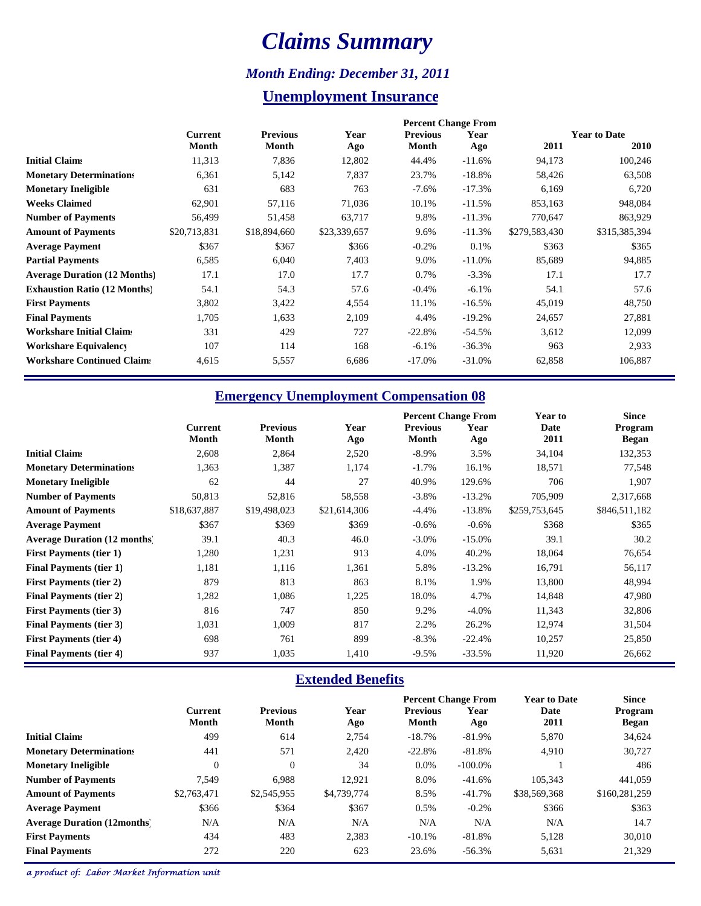# Claims Summary

### *Month Ending: December 31, 2011*

## Unemployment Insurance

| | Current Month | Previous Month | Year Ago | Percent Change From Previous Month | Percent Change From Year Ago | Year to Date 2011 | Year to Date 2010 |
|---|---|---|---|---|---|---|---|
| **Initial Claims** | 11,313 | 7,836 | 12,802 | 44.4% | -11.6% | 94,173 | 100,246 |
| **Monetary Determinations** | 6,361 | 5,142 | 7,837 | 23.7% | -18.8% | 58,426 | 63,508 |
| **Monetary Ineligible** | 631 | 683 | 763 | -7.6% | -17.3% | 6,169 | 6,720 |
| **Weeks Claimed** | 62,901 | 57,116 | 71,036 | 10.1% | -11.5% | 853,163 | 948,084 |
| **Number of Payments** | 56,499 | 51,458 | 63,717 | 9.8% | -11.3% | 770,647 | 863,929 |
| **Amount of Payments** | $20,713,831 | $18,894,660 | $23,339,657 | 9.6% | -11.3% | $279,583,430 | $315,385,394 |
| **Average Payment** | $367 | $367 | $366 | -0.2% | 0.1% | $363 | $365 |
| **Partial Payments** | 6,585 | 6,040 | 7,403 | 9.0% | -11.0% | 85,689 | 94,885 |
| **Average Duration (12 Months)** | 17.1 | 17.0 | 17.7 | 0.7% | -3.3% | 17.1 | 17.7 |
| **Exhaustion Ratio (12 Months)** | 54.1 | 54.3 | 57.6 | -0.4% | -6.1% | 54.1 | 57.6 |
| **First Payments** | 3,802 | 3,422 | 4,554 | 11.1% | -16.5% | 45,019 | 48,750 |
| **Final Payments** | 1,705 | 1,633 | 2,109 | 4.4% | -19.2% | 24,657 | 27,881 |
| **Workshare Initial Claims** | 331 | 429 | 727 | -22.8% | -54.5% | 3,612 | 12,099 |
| **Workshare Equivalency** | 107 | 114 | 168 | -6.1% | -36.3% | 963 | 2,933 |
| **Workshare Continued Claims** | 4,615 | 5,557 | 6,686 | -17.0% | -31.0% | 62,858 | 106,887 |

## Emergency Unemployment Compensation 08

| | Current Month | Previous Month | Year Ago | Percent Change From Previous Month | Percent Change From Year Ago | Year to Date 2011 | Since Program Began |
|---|---|---|---|---|---|---|---|
| **Initial Claims** | 2,608 | 2,864 | 2,520 | -8.9% | 3.5% | 34,104 | 132,353 |
| **Monetary Determinations** | 1,363 | 1,387 | 1,174 | -1.7% | 16.1% | 18,571 | 77,548 |
| **Monetary Ineligible** | 62 | 44 | 27 | 40.9% | 129.6% | 706 | 1,907 |
| **Number of Payments** | 50,813 | 52,816 | 58,558 | -3.8% | -13.2% | 705,909 | 2,317,668 |
| **Amount of Payments** | $18,637,887 | $19,498,023 | $21,614,306 | -4.4% | -13.8% | $259,753,645 | $846,511,182 |
| **Average Payment** | $367 | $369 | $369 | -0.6% | -0.6% | $368 | $365 |
| **Average Duration (12 months)** | 39.1 | 40.3 | 46.0 | -3.0% | -15.0% | 39.1 | 30.2 |
| **First Payments (tier 1)** | 1,280 | 1,231 | 913 | 4.0% | 40.2% | 18,064 | 76,654 |
| **Final Payments (tier 1)** | 1,181 | 1,116 | 1,361 | 5.8% | -13.2% | 16,791 | 56,117 |
| **First Payments (tier 2)** | 879 | 813 | 863 | 8.1% | 1.9% | 13,800 | 48,994 |
| **Final Payments (tier 2)** | 1,282 | 1,086 | 1,225 | 18.0% | 4.7% | 14,848 | 47,980 |
| **First Payments (tier 3)** | 816 | 747 | 850 | 9.2% | -4.0% | 11,343 | 32,806 |
| **Final Payments (tier 3)** | 1,031 | 1,009 | 817 | 2.2% | 26.2% | 12,974 | 31,504 |
| **First Payments (tier 4)** | 698 | 761 | 899 | -8.3% | -22.4% | 10,257 | 25,850 |
| **Final Payments (tier 4)** | 937 | 1,035 | 1,410 | -9.5% | -33.5% | 11,920 | 26,662 |

## Extended Benefits

| | Current Month | Previous Month | Year Ago | Percent Change From Previous Month | Percent Change From Year Ago | Year to Date 2011 | Since Program Began |
|---|---|---|---|---|---|---|---|
| **Initial Claims** | 499 | 614 | 2,754 | -18.7% | -81.9% | 5,870 | 34,624 |
| **Monetary Determinations** | 441 | 571 | 2,420 | -22.8% | -81.8% | 4,910 | 30,727 |
| **Monetary Ineligible** | 0 | 0 | 34 | 0.0% | -100.0% | 1 | 486 |
| **Number of Payments** | 7,549 | 6,988 | 12,921 | 8.0% | -41.6% | 105,343 | 441,059 |
| **Amount of Payments** | $2,763,471 | $2,545,955 | $4,739,774 | 8.5% | -41.7% | $38,569,368 | $160,281,259 |
| **Average Payment** | $366 | $364 | $367 | 0.5% | -0.2% | $366 | $363 |
| **Average Duration (12months)** | N/A | N/A | N/A | N/A | N/A | N/A | 14.7 |
| **First Payments** | 434 | 483 | 2,383 | -10.1% | -81.8% | 5,128 | 30,010 |
| **Final Payments** | 272 | 220 | 623 | 23.6% | -56.3% | 5,631 | 21,329 |

*a product of: Labor Market Information unit*